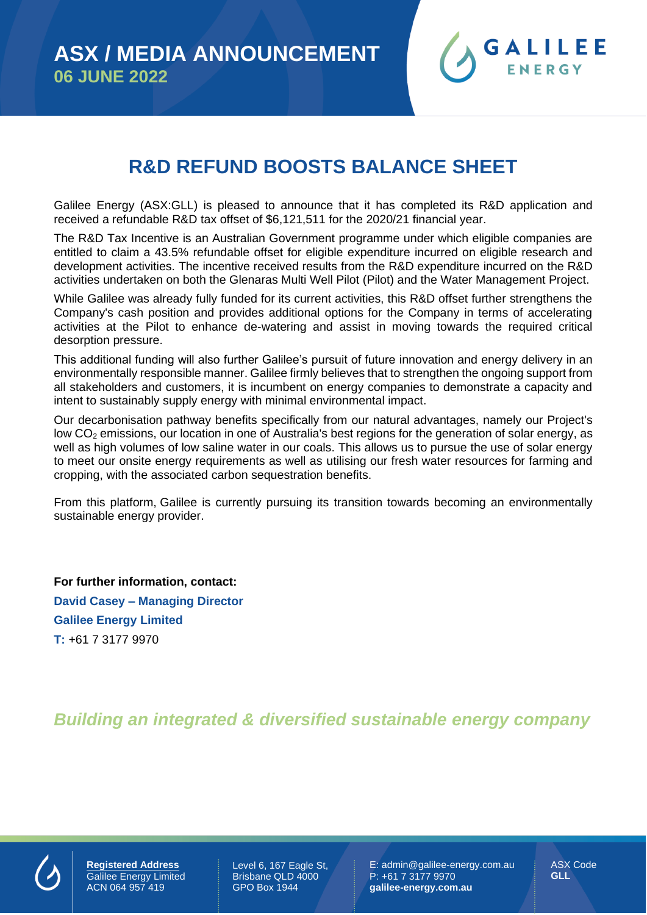# ASX / MEDIA ANNOUNCEMENT

**06 JUNE 2022**

## R&D REFUND BOOSTS BALANCE SHEET

Galilee Energy (ASX:GLL) is pleased to announce that it has completed its R&D application and received a refundable R&D tax offset of $6,121,511 for the 2020/21 financial year.

The R&D Tax Incentive is an Australian Government programme under which eligible companies are entitled to claim a 43.5% refundable offset for eligible expenditure incurred on eligible research and development activities. The incentive received results from the R&D expenditure incurred on the R&D activities undertaken on both the Glenaras Multi Well Pilot (Pilot) and the Water Management Project.

While Galilee was already fully funded for its current activities, this R&D offset further strengthens the Company's cash position and provides additional options for the Company in terms of accelerating activities at the Pilot to enhance de-watering and assist in moving towards the required critical desorption pressure.

This additional funding will also further Galilee's pursuit of future innovation and energy delivery in an environmentally responsible manner. Galilee firmly believes that to strengthen the ongoing support from all stakeholders and customers, it is incumbent on energy companies to demonstrate a capacity and intent to sustainably supply energy with minimal environmental impact.

Our decarbonisation pathway benefits specifically from our natural advantages, namely our Project's low $CO_2$ emissions, our location in one of Australia's best regions for the generation of solar energy, as well as high volumes of low saline water in our coals. This allows us to pursue the use of solar energy to meet our onsite energy requirements as well as utilising our fresh water resources for farming and cropping, with the associated carbon sequestration benefits.

From this platform, Galilee is currently pursuing its transition towards becoming an environmentally sustainable energy provider.

**For further information, contact:**

**David Casey – Managing Director**

**Galilee Energy Limited**

**T:** +61 7 3177 9970

***Building an integrated & diversified sustainable energy company***

**Registered Address**
Galilee Energy Limited
ACN 064 957 419

Level 6, 167 Eagle St,
Brisbane QLD 4000
GPO Box 1944

E: admin@galilee-energy.com.au
P: +61 7 3177 9970
**galilee-energy.com.au**

ASX Code
**GLL**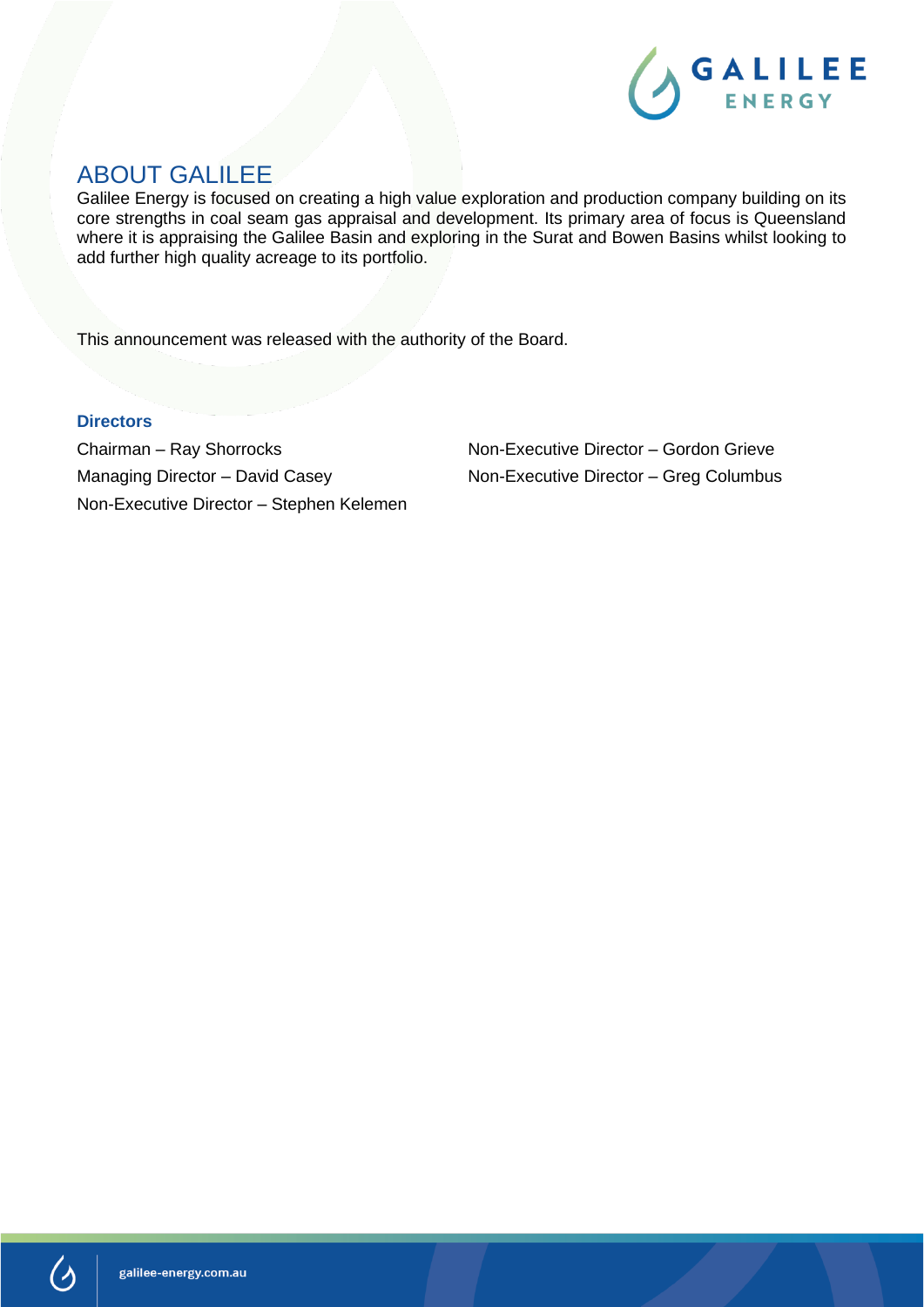## ABOUT GALILEE

Galilee Energy is focused on creating a high value exploration and production company building on its core strengths in coal seam gas appraisal and development. Its primary area of focus is Queensland where it is appraising the Galilee Basin and exploring in the Surat and Bowen Basins whilst looking to add further high quality acreage to its portfolio.

This announcement was released with the authority of the Board.

**Directors**

Chairman – Ray Shorrocks

Managing Director – David Casey

Non-Executive Director – Stephen Kelemen

Non-Executive Director – Gordon Grieve

Non-Executive Director – Greg Columbus